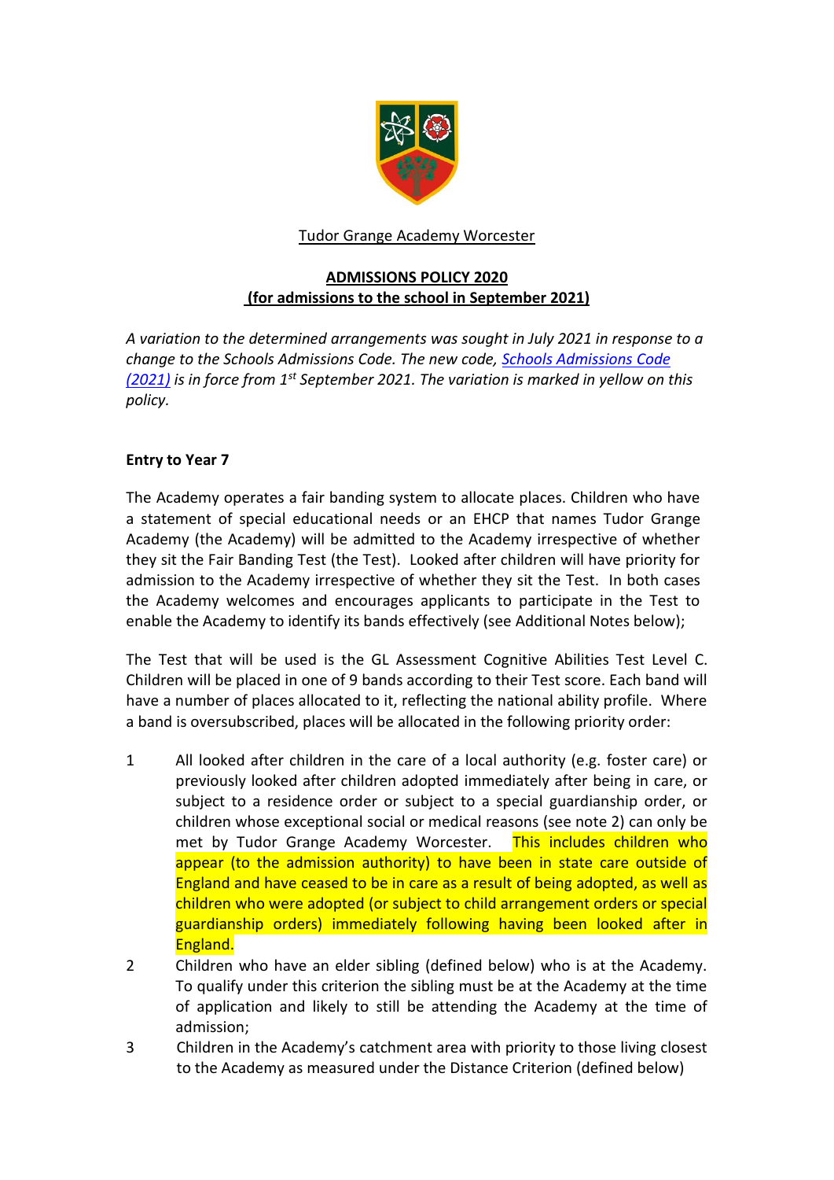Tudor Grange Academy Worcester

**ADMISSIONS POLICY 2020**
**(for admissions to the school in September 2021)**

*A variation to the determined arrangements was sought in July 2021 in response to a change to the Schools Admissions Code. The new code, [Schools Admissions Code (2021)] is in force from 1st September 2021. The variation is marked in yellow on this policy.*

**Entry to Year 7**

The Academy operates a fair banding system to allocate places. Children who have a statement of special educational needs or an EHCP that names Tudor Grange Academy (the Academy) will be admitted to the Academy irrespective of whether they sit the Fair Banding Test (the Test). Looked after children will have priority for admission to the Academy irrespective of whether they sit the Test. In both cases the Academy welcomes and encourages applicants to participate in the Test to enable the Academy to identify its bands effectively (see Additional Notes below);

The Test that will be used is the GL Assessment Cognitive Abilities Test Level C. Children will be placed in one of 9 bands according to their Test score. Each band will have a number of places allocated to it, reflecting the national ability profile. Where a band is oversubscribed, places will be allocated in the following priority order:

1. All looked after children in the care of a local authority (e.g. foster care) or previously looked after children adopted immediately after being in care, or subject to a residence order or subject to a special guardianship order, or children whose exceptional social or medical reasons (see note 2) can only be met by Tudor Grange Academy Worcester. This includes children who appear (to the admission authority) to have been in state care outside of England and have ceased to be in care as a result of being adopted, as well as children who were adopted (or subject to child arrangement orders or special guardianship orders) immediately following having been looked after in England.
2. Children who have an elder sibling (defined below) who is at the Academy. To qualify under this criterion the sibling must be at the Academy at the time of application and likely to still be attending the Academy at the time of admission;
3. Children in the Academy's catchment area with priority to those living closest to the Academy as measured under the Distance Criterion (defined below)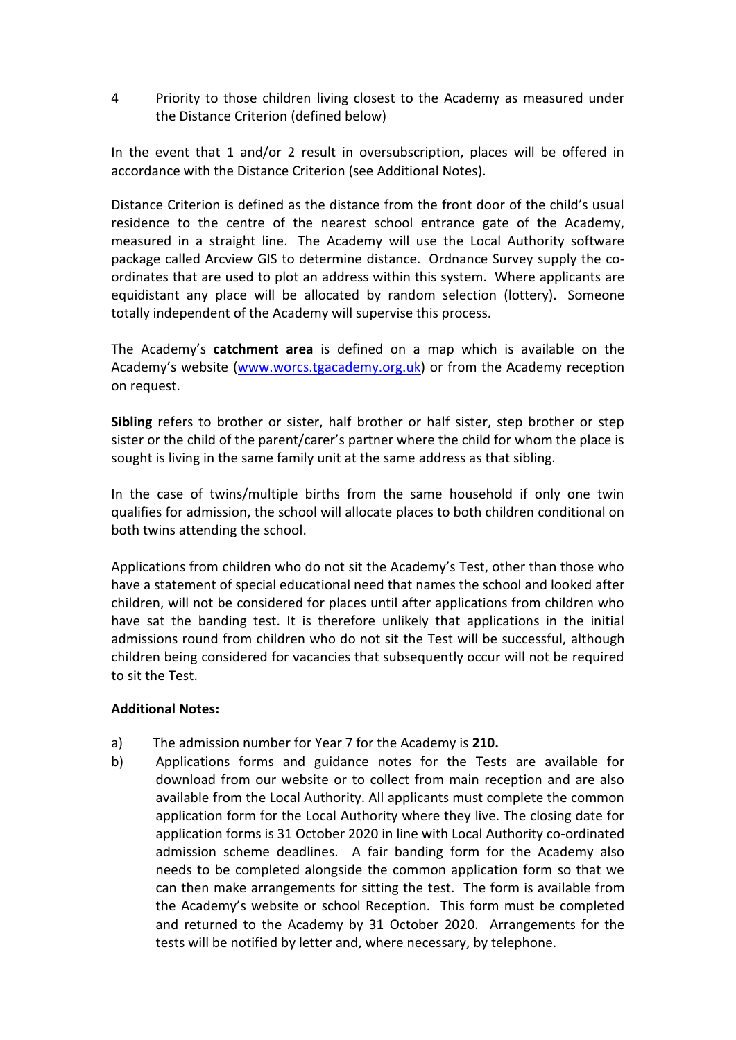4 Priority to those children living closest to the Academy as measured under the Distance Criterion (defined below)

In the event that 1 and/or 2 result in oversubscription, places will be offered in accordance with the Distance Criterion (see Additional Notes).

Distance Criterion is defined as the distance from the front door of the child's usual residence to the centre of the nearest school entrance gate of the Academy, measured in a straight line. The Academy will use the Local Authority software package called Arcview GIS to determine distance. Ordnance Survey supply the co-ordinates that are used to plot an address within this system. Where applicants are equidistant any place will be allocated by random selection (lottery). Someone totally independent of the Academy will supervise this process.

The Academy's **catchment area** is defined on a map which is available on the Academy's website (www.worcs.tgacademy.org.uk) or from the Academy reception on request.

**Sibling** refers to brother or sister, half brother or half sister, step brother or step sister or the child of the parent/carer's partner where the child for whom the place is sought is living in the same family unit at the same address as that sibling.

In the case of twins/multiple births from the same household if only one twin qualifies for admission, the school will allocate places to both children conditional on both twins attending the school.

Applications from children who do not sit the Academy's Test, other than those who have a statement of special educational need that names the school and looked after children, will not be considered for places until after applications from children who have sat the banding test. It is therefore unlikely that applications in the initial admissions round from children who do not sit the Test will be successful, although children being considered for vacancies that subsequently occur will not be required to sit the Test.

**Additional Notes:**

a) The admission number for Year 7 for the Academy is **210.**

b) Applications forms and guidance notes for the Tests are available for download from our website or to collect from main reception and are also available from the Local Authority. All applicants must complete the common application form for the Local Authority where they live. The closing date for application forms is 31 October 2020 in line with Local Authority co-ordinated admission scheme deadlines. A fair banding form for the Academy also needs to be completed alongside the common application form so that we can then make arrangements for sitting the test. The form is available from the Academy's website or school Reception. This form must be completed and returned to the Academy by 31 October 2020. Arrangements for the tests will be notified by letter and, where necessary, by telephone.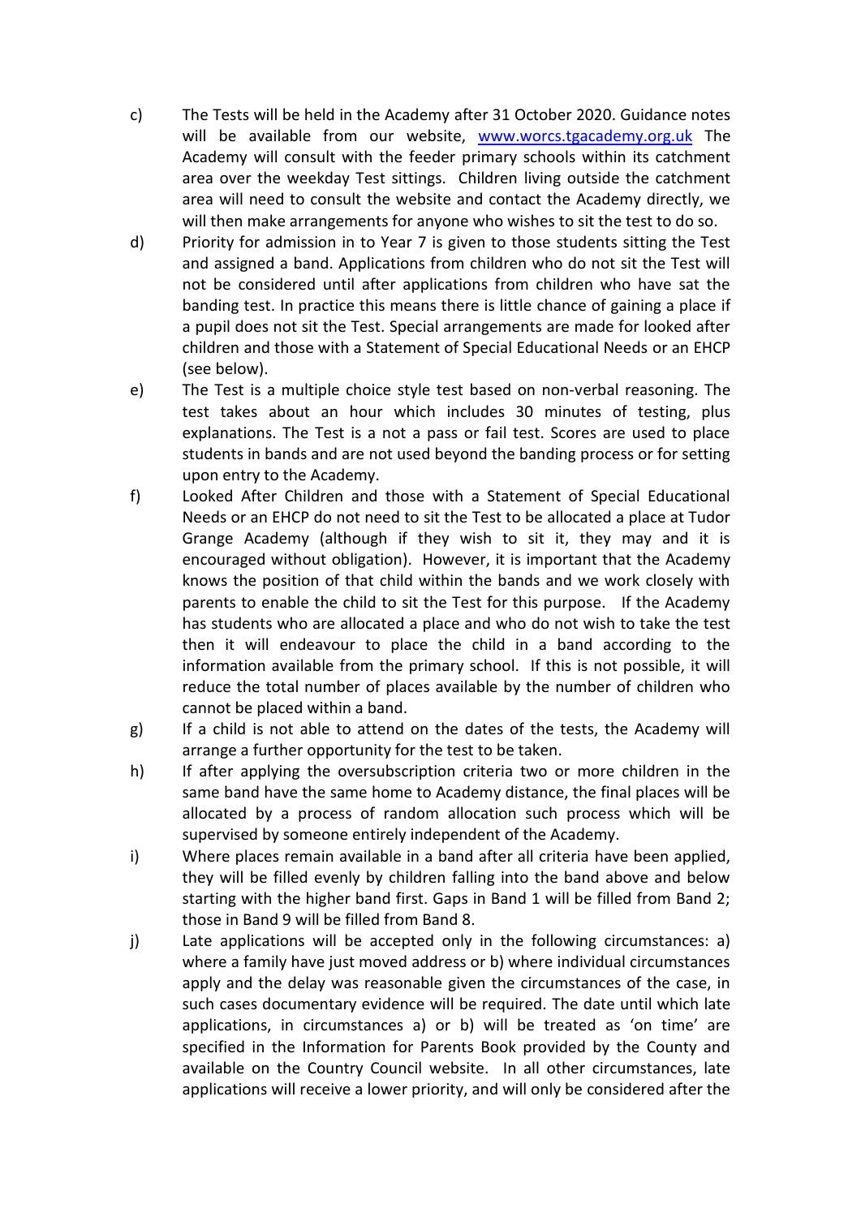c) The Tests will be held in the Academy after 31 October 2020. Guidance notes will be available from our website, [www.worcs.tgacademy.org.uk](http://www.worcs.tgacademy.org.uk) The Academy will consult with the feeder primary schools within its catchment area over the weekday Test sittings. Children living outside the catchment area will need to consult the website and contact the Academy directly, we will then make arrangements for anyone who wishes to sit the test to do so.

d) Priority for admission in to Year 7 is given to those students sitting the Test and assigned a band. Applications from children who do not sit the Test will not be considered until after applications from children who have sat the banding test. In practice this means there is little chance of gaining a place if a pupil does not sit the Test. Special arrangements are made for looked after children and those with a Statement of Special Educational Needs or an EHCP (see below).

e) The Test is a multiple choice style test based on non-verbal reasoning. The test takes about an hour which includes 30 minutes of testing, plus explanations. The Test is a not a pass or fail test. Scores are used to place students in bands and are not used beyond the banding process or for setting upon entry to the Academy.

f) Looked After Children and those with a Statement of Special Educational Needs or an EHCP do not need to sit the Test to be allocated a place at Tudor Grange Academy (although if they wish to sit it, they may and it is encouraged without obligation). However, it is important that the Academy knows the position of that child within the bands and we work closely with parents to enable the child to sit the Test for this purpose. If the Academy has students who are allocated a place and who do not wish to take the test then it will endeavour to place the child in a band according to the information available from the primary school. If this is not possible, it will reduce the total number of places available by the number of children who cannot be placed within a band.

g) If a child is not able to attend on the dates of the tests, the Academy will arrange a further opportunity for the test to be taken.

h) If after applying the oversubscription criteria two or more children in the same band have the same home to Academy distance, the final places will be allocated by a process of random allocation such process which will be supervised by someone entirely independent of the Academy.

i) Where places remain available in a band after all criteria have been applied, they will be filled evenly by children falling into the band above and below starting with the higher band first. Gaps in Band 1 will be filled from Band 2; those in Band 9 will be filled from Band 8.

j) Late applications will be accepted only in the following circumstances: a) where a family have just moved address or b) where individual circumstances apply and the delay was reasonable given the circumstances of the case, in such cases documentary evidence will be required. The date until which late applications, in circumstances a) or b) will be treated as 'on time' are specified in the Information for Parents Book provided by the County and available on the Country Council website. In all other circumstances, late applications will receive a lower priority, and will only be considered after the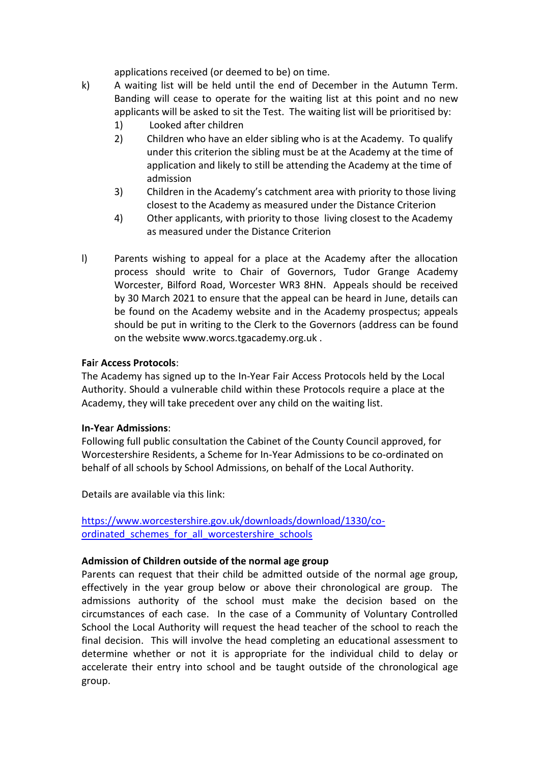applications received (or deemed to be) on time.

k) A waiting list will be held until the end of December in the Autumn Term. Banding will cease to operate for the waiting list at this point and no new applicants will be asked to sit the Test. The waiting list will be prioritised by:
   1) Looked after children
   2) Children who have an elder sibling who is at the Academy. To qualify under this criterion the sibling must be at the Academy at the time of application and likely to still be attending the Academy at the time of admission
   3) Children in the Academy's catchment area with priority to those living closest to the Academy as measured under the Distance Criterion
   4) Other applicants, with priority to those living closest to the Academy as measured under the Distance Criterion

l) Parents wishing to appeal for a place at the Academy after the allocation process should write to Chair of Governors, Tudor Grange Academy Worcester, Bilford Road, Worcester WR3 8HN. Appeals should be received by 30 March 2021 to ensure that the appeal can be heard in June, details can be found on the Academy website and in the Academy prospectus; appeals should be put in writing to the Clerk to the Governors (address can be found on the website www.worcs.tgacademy.org.uk .

**Fair Access Protocols**:
The Academy has signed up to the In-Year Fair Access Protocols held by the Local Authority. Should a vulnerable child within these Protocols require a place at the Academy, they will take precedent over any child on the waiting list.

**In-Year Admissions**:
Following full public consultation the Cabinet of the County Council approved, for Worcestershire Residents, a Scheme for In-Year Admissions to be co-ordinated on behalf of all schools by School Admissions, on behalf of the Local Authority.

Details are available via this link:

https://www.worcestershire.gov.uk/downloads/download/1330/co-ordinated_schemes_for_all_worcestershire_schools

**Admission of Children outside of the normal age group**
Parents can request that their child be admitted outside of the normal age group, effectively in the year group below or above their chronological are group. The admissions authority of the school must make the decision based on the circumstances of each case. In the case of a Community of Voluntary Controlled School the Local Authority will request the head teacher of the school to reach the final decision. This will involve the head completing an educational assessment to determine whether or not it is appropriate for the individual child to delay or accelerate their entry into school and be taught outside of the chronological age group.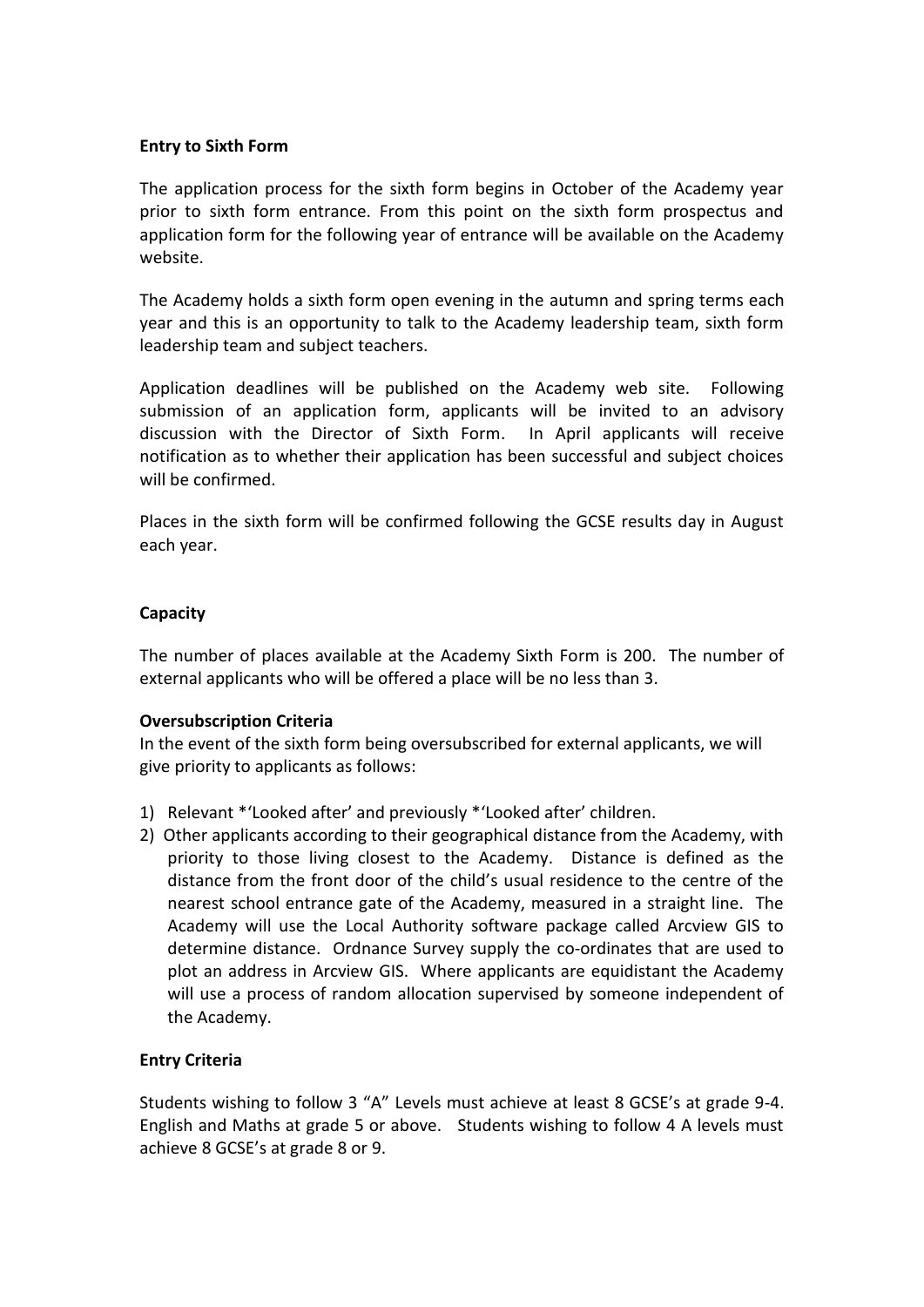**Entry to Sixth Form**

The application process for the sixth form begins in October of the Academy year prior to sixth form entrance. From this point on the sixth form prospectus and application form for the following year of entrance will be available on the Academy website.

The Academy holds a sixth form open evening in the autumn and spring terms each year and this is an opportunity to talk to the Academy leadership team, sixth form leadership team and subject teachers.

Application deadlines will be published on the Academy web site. Following submission of an application form, applicants will be invited to an advisory discussion with the Director of Sixth Form. In April applicants will receive notification as to whether their application has been successful and subject choices will be confirmed.

Places in the sixth form will be confirmed following the GCSE results day in August each year.

**Capacity**

The number of places available at the Academy Sixth Form is 200. The number of external applicants who will be offered a place will be no less than 3.

**Oversubscription Criteria**

In the event of the sixth form being oversubscribed for external applicants, we will give priority to applicants as follows:

1) Relevant *'Looked after' and previously *'Looked after' children.
2) Other applicants according to their geographical distance from the Academy, with priority to those living closest to the Academy. Distance is defined as the distance from the front door of the child's usual residence to the centre of the nearest school entrance gate of the Academy, measured in a straight line. The Academy will use the Local Authority software package called Arcview GIS to determine distance. Ordnance Survey supply the co-ordinates that are used to plot an address in Arcview GIS. Where applicants are equidistant the Academy will use a process of random allocation supervised by someone independent of the Academy.

**Entry Criteria**

Students wishing to follow 3 "A" Levels must achieve at least 8 GCSE's at grade 9-4. English and Maths at grade 5 or above. Students wishing to follow 4 A levels must achieve 8 GCSE's at grade 8 or 9.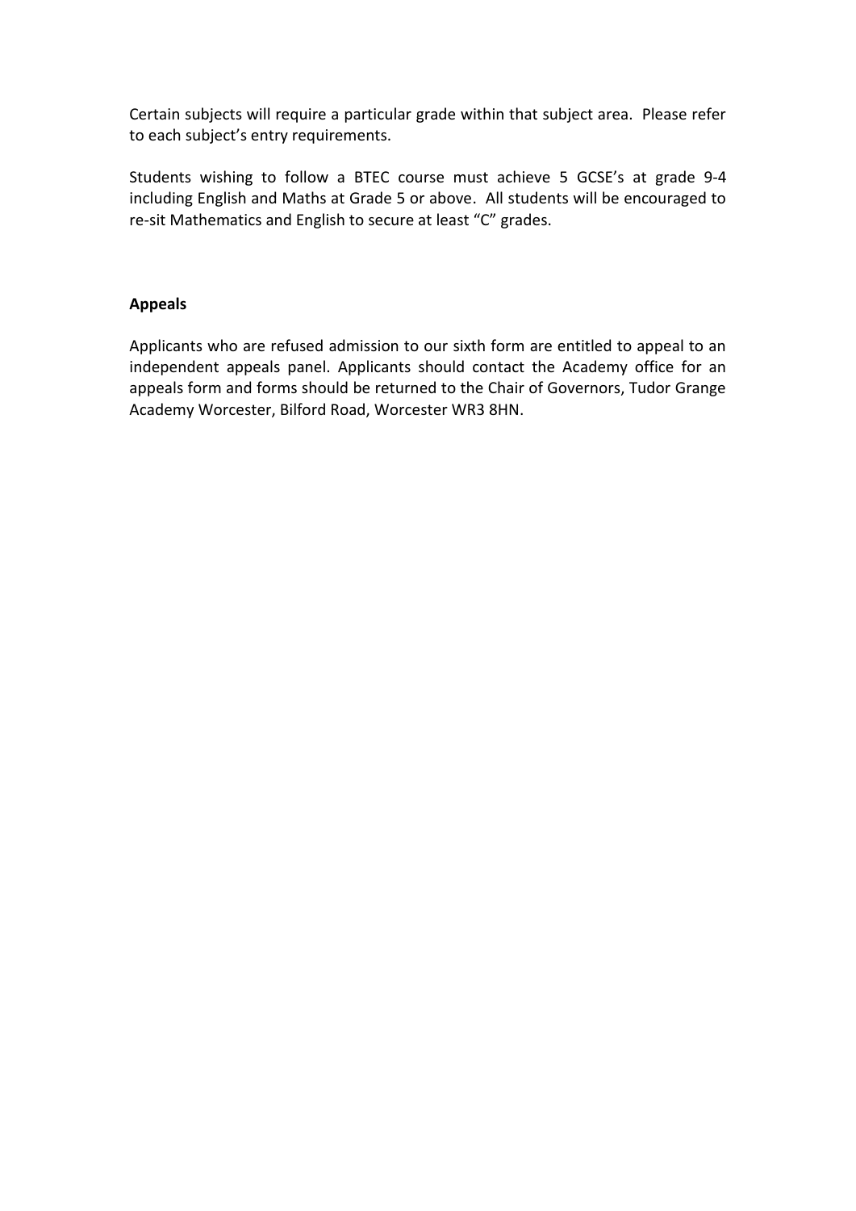Certain subjects will require a particular grade within that subject area. Please refer to each subject's entry requirements.

Students wishing to follow a BTEC course must achieve 5 GCSE's at grade 9-4 including English and Maths at Grade 5 or above. All students will be encouraged to re-sit Mathematics and English to secure at least "C" grades.

**Appeals**

Applicants who are refused admission to our sixth form are entitled to appeal to an independent appeals panel. Applicants should contact the Academy office for an appeals form and forms should be returned to the Chair of Governors, Tudor Grange Academy Worcester, Bilford Road, Worcester WR3 8HN.